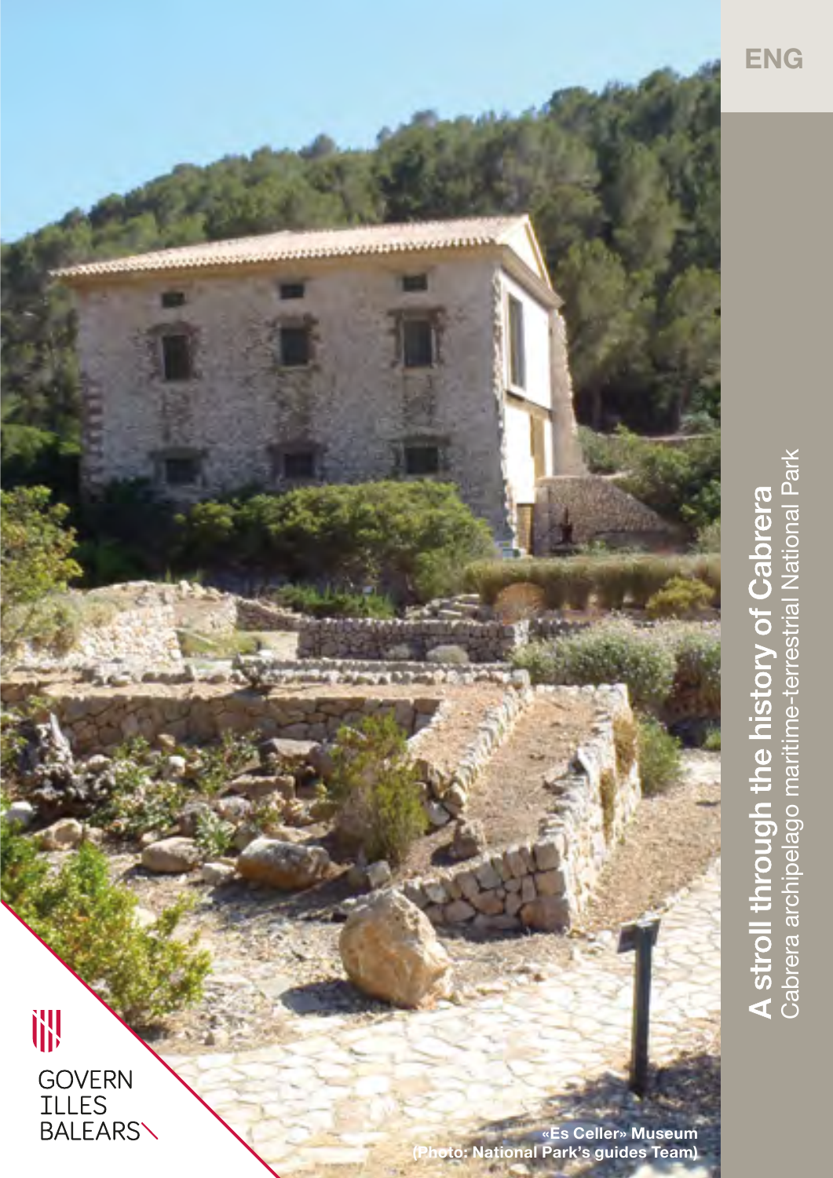ENG

# A stroll through the history of Cabrera

## Cabrera archipelago maritime-terrestrial National Park

GOVERN ILLES BALEARS

**«Es Celler» Museum (Photo: National Park's guides Team)**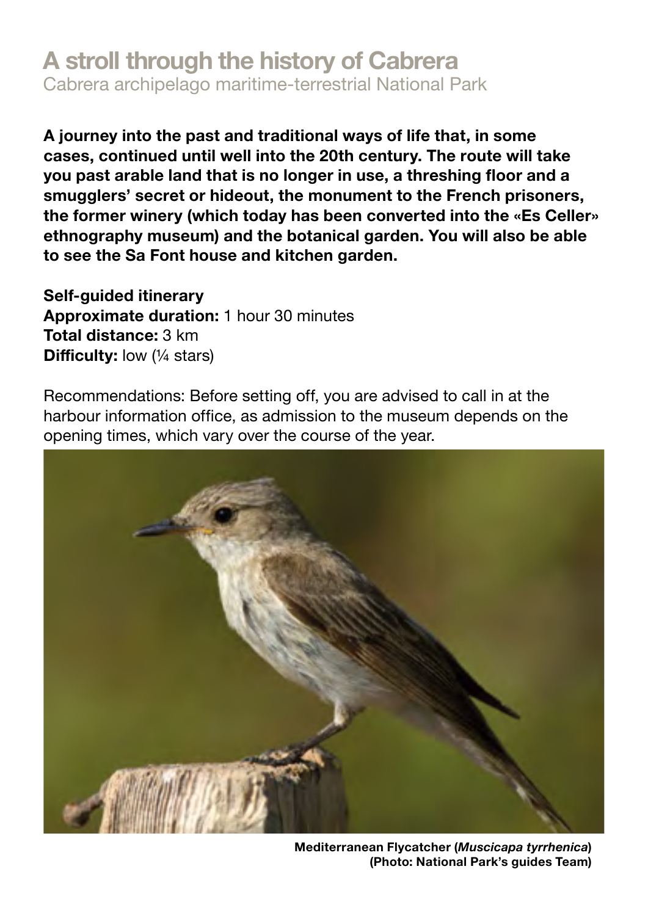# A stroll through the history of Cabrera

Cabrera archipelago maritime-terrestrial National Park

**A journey into the past and traditional ways of life that, in some cases, continued until well into the 20th century. The route will take you past arable land that is no longer in use, a threshing floor and a smugglers' secret or hideout, the monument to the French prisoners, the former winery (which today has been converted into the «Es Celler» ethnography museum) and the botanical garden. You will also be able to see the Sa Font house and kitchen garden.**

**Self-guided itinerary**
**Approximate duration:** 1 hour 30 minutes
**Total distance:** 3 km
**Difficulty:** low (¼ stars)

Recommendations: Before setting off, you are advised to call in at the harbour information office, as admission to the museum depends on the opening times, which vary over the course of the year.

**Mediterranean Flycatcher (*Muscicapa tyrrhenica*)**
**(Photo: National Park's guides Team)**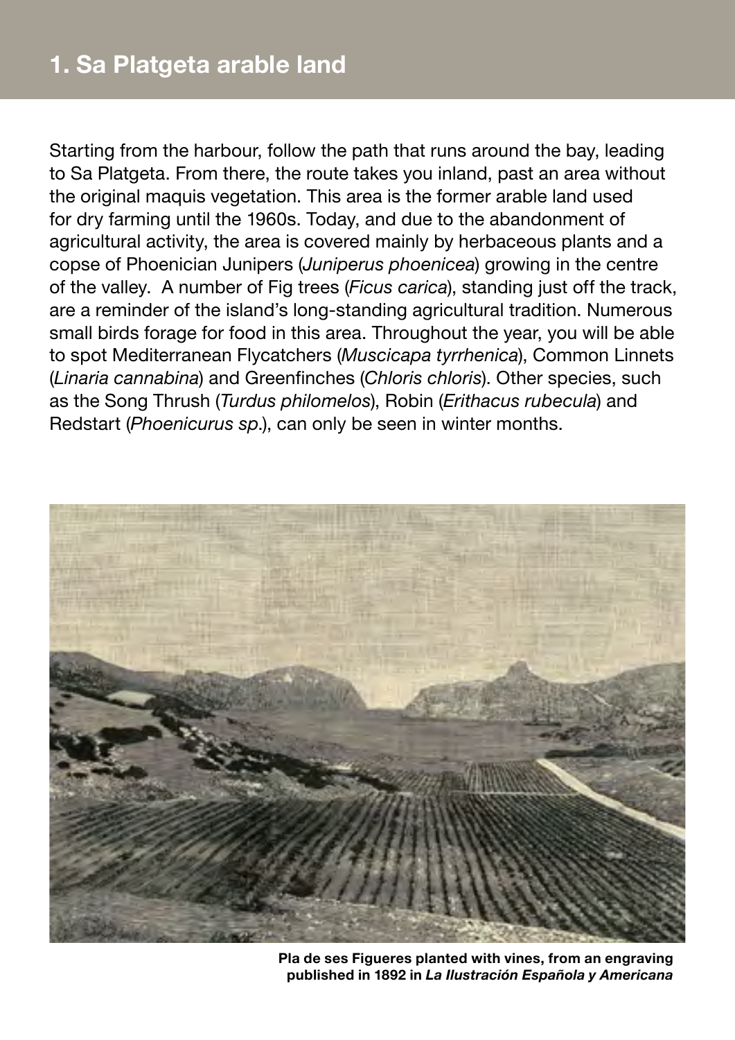# 1. Sa Platgeta arable land

Starting from the harbour, follow the path that runs around the bay, leading to Sa Platgeta. From there, the route takes you inland, past an area without the original maquis vegetation. This area is the former arable land used for dry farming until the 1960s. Today, and due to the abandonment of agricultural activity, the area is covered mainly by herbaceous plants and a copse of Phoenician Junipers (*Juniperus phoenicea*) growing in the centre of the valley. A number of Fig trees (*Ficus carica*), standing just off the track, are a reminder of the island's long-standing agricultural tradition. Numerous small birds forage for food in this area. Throughout the year, you will be able to spot Mediterranean Flycatchers (*Muscicapa tyrrhenica*), Common Linnets (*Linaria cannabina*) and Greenfinches (*Chloris chloris*). Other species, such as the Song Thrush (*Turdus philomelos*), Robin (*Erithacus rubecula*) and Redstart (*Phoenicurus sp.*), can only be seen in winter months.

**Pla de ses Figueres planted with vines, from an engraving published in 1892 in *La Ilustración Española y Americana***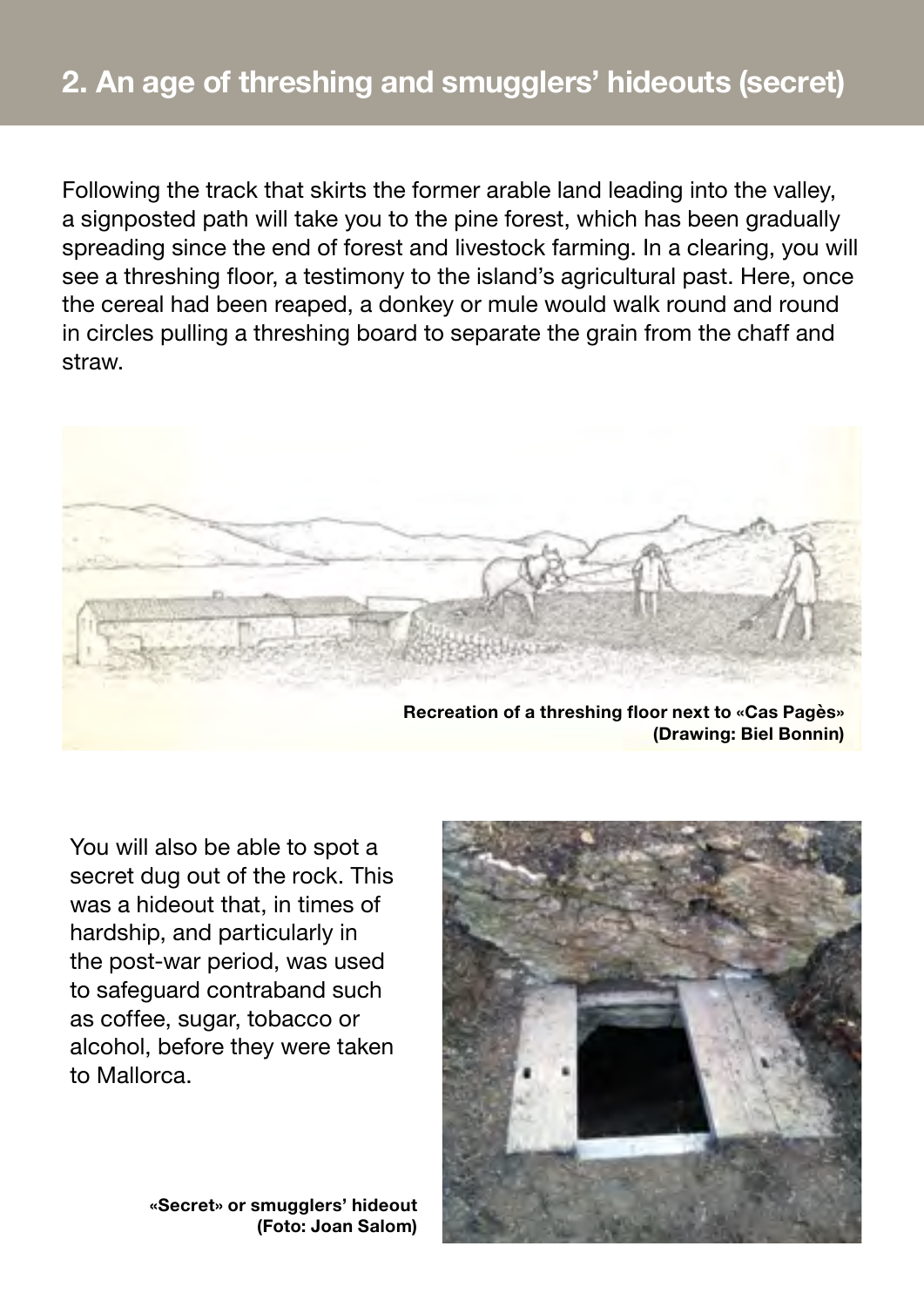## 2. An age of threshing and smugglers' hideouts (secret)

Following the track that skirts the former arable land leading into the valley, a signposted path will take you to the pine forest, which has been gradually spreading since the end of forest and livestock farming. In a clearing, you will see a threshing floor, a testimony to the island's agricultural past. Here, once the cereal had been reaped, a donkey or mule would walk round and round in circles pulling a threshing board to separate the grain from the chaff and straw.

**Recreation of a threshing floor next to «Cas Pagès» (Drawing: Biel Bonnin)**

You will also be able to spot a secret dug out of the rock. This was a hideout that, in times of hardship, and particularly in the post-war period, was used to safeguard contraband such as coffee, sugar, tobacco or alcohol, before they were taken to Mallorca.

**«Secret» or smugglers' hideout (Foto: Joan Salom)**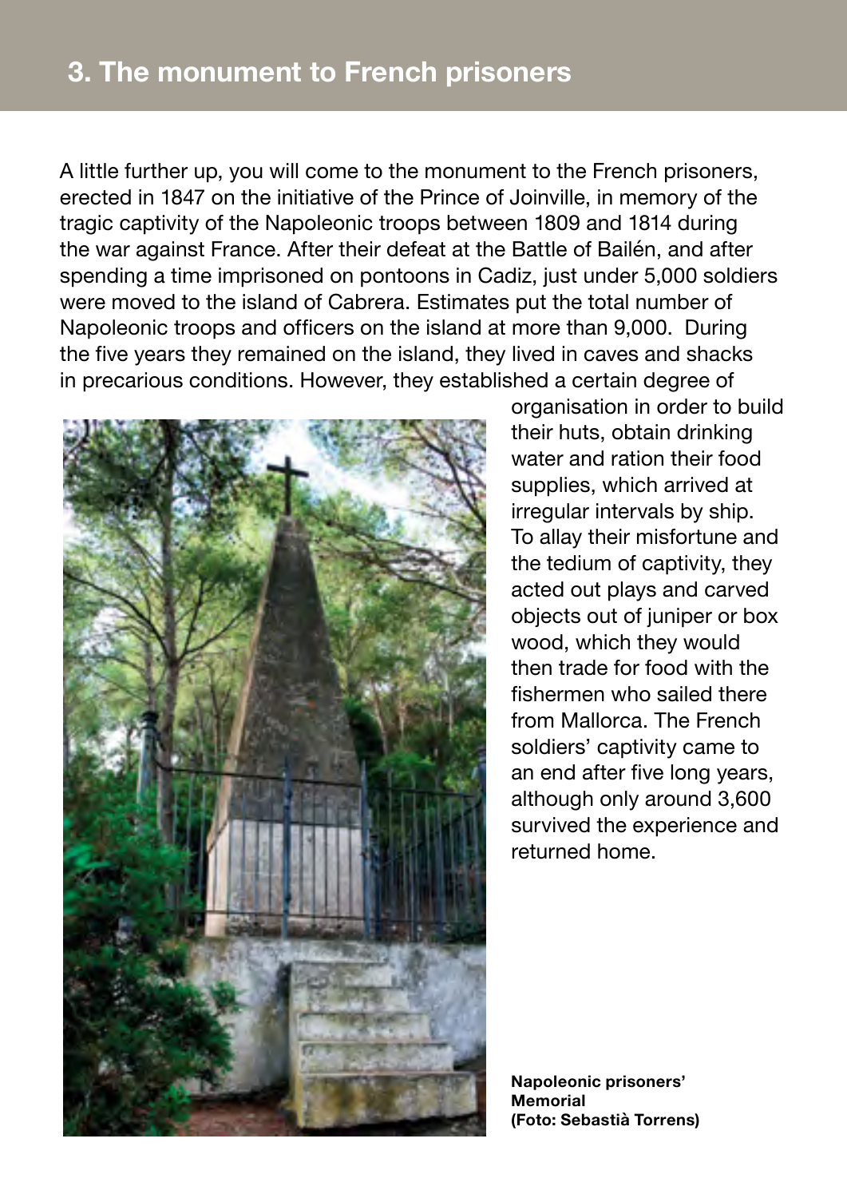## 3. The monument to French prisoners

A little further up, you will come to the monument to the French prisoners, erected in 1847 on the initiative of the Prince of Joinville, in memory of the tragic captivity of the Napoleonic troops between 1809 and 1814 during the war against France. After their defeat at the Battle of Bailén, and after spending a time imprisoned on pontoons in Cadiz, just under 5,000 soldiers were moved to the island of Cabrera. Estimates put the total number of Napoleonic troops and officers on the island at more than 9,000. During the five years they remained on the island, they lived in caves and shacks in precarious conditions. However, they established a certain degree of organisation in order to build their huts, obtain drinking water and ration their food supplies, which arrived at irregular intervals by ship. To allay their misfortune and the tedium of captivity, they acted out plays and carved objects out of juniper or box wood, which they would then trade for food with the fishermen who sailed there from Mallorca. The French soldiers' captivity came to an end after five long years, although only around 3,600 survived the experience and returned home.

**Napoleonic prisoners' Memorial (Foto: Sebastià Torrens)**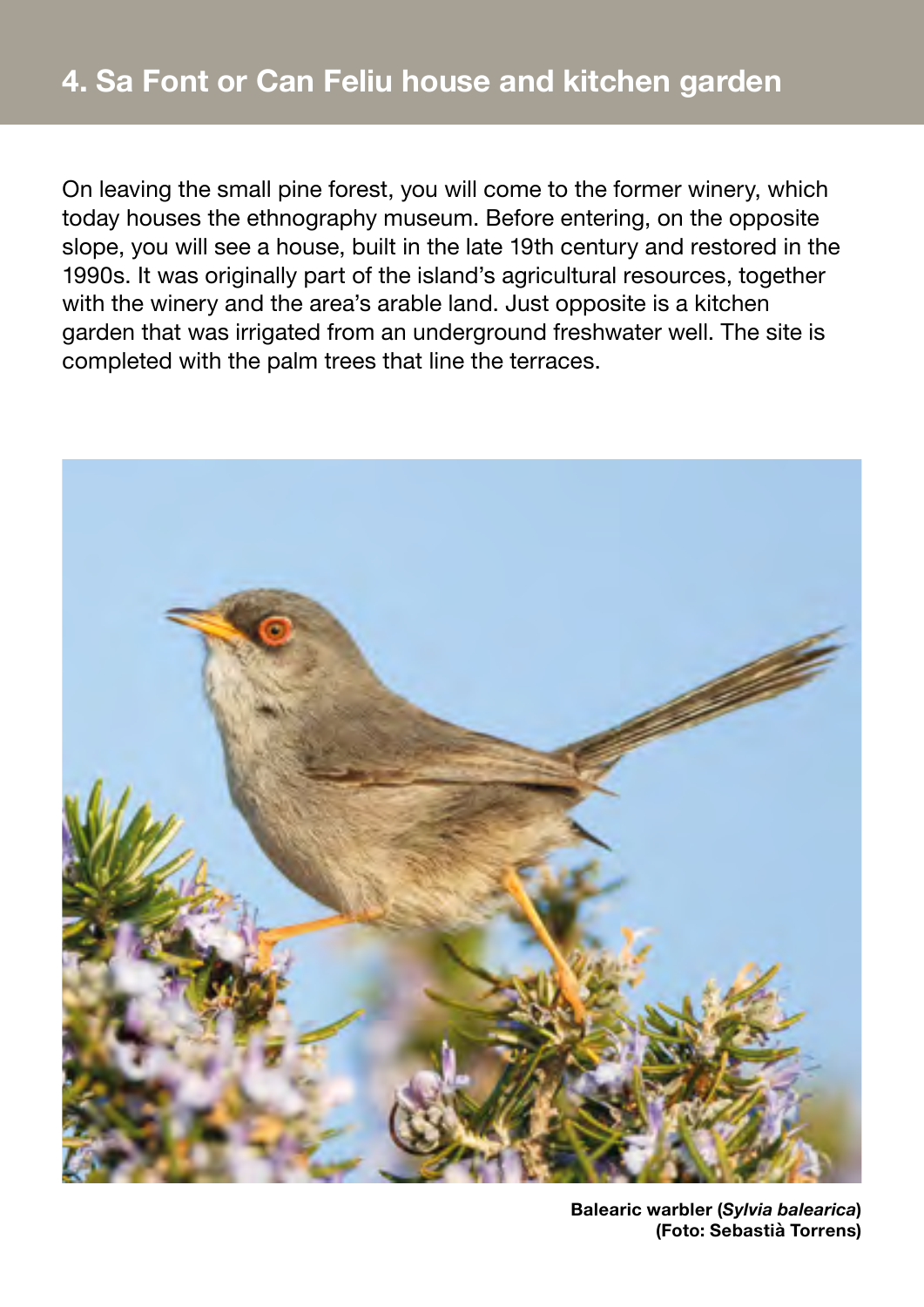## 4. Sa Font or Can Feliu house and kitchen garden

On leaving the small pine forest, you will come to the former winery, which today houses the ethnography museum. Before entering, on the opposite slope, you will see a house, built in the late 19th century and restored in the 1990s. It was originally part of the island's agricultural resources, together with the winery and the area's arable land. Just opposite is a kitchen garden that was irrigated from an underground freshwater well. The site is completed with the palm trees that line the terraces.

**Balearic warbler (*Sylvia balearica*)**
**(Foto: Sebastià Torrens)**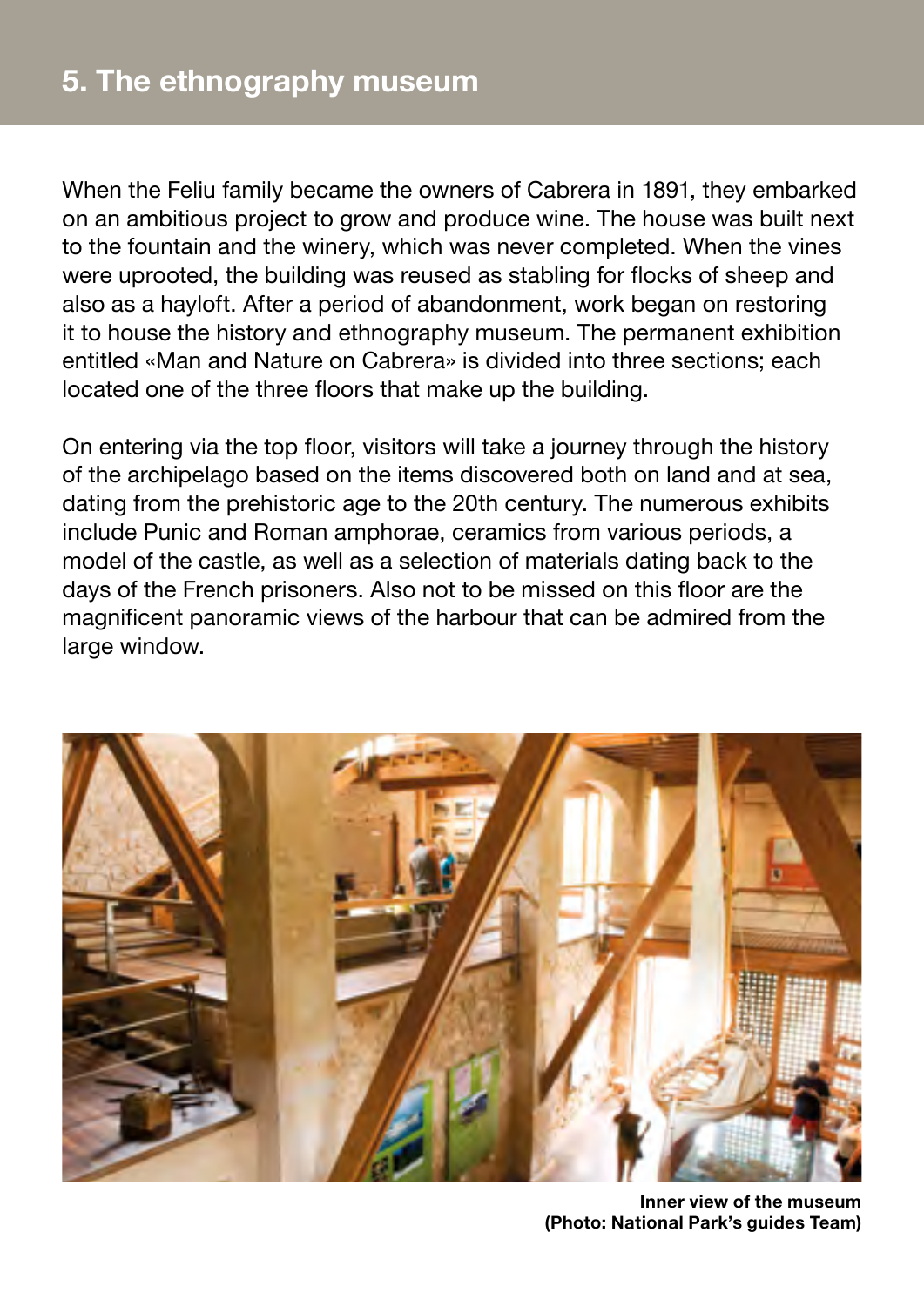## 5. The ethnography museum

When the Feliu family became the owners of Cabrera in 1891, they embarked on an ambitious project to grow and produce wine. The house was built next to the fountain and the winery, which was never completed. When the vines were uprooted, the building was reused as stabling for flocks of sheep and also as a hayloft. After a period of abandonment, work began on restoring it to house the history and ethnography museum. The permanent exhibition entitled «Man and Nature on Cabrera» is divided into three sections; each located one of the three floors that make up the building.

On entering via the top floor, visitors will take a journey through the history of the archipelago based on the items discovered both on land and at sea, dating from the prehistoric age to the 20th century. The numerous exhibits include Punic and Roman amphorae, ceramics from various periods, a model of the castle, as well as a selection of materials dating back to the days of the French prisoners. Also not to be missed on this floor are the magnificent panoramic views of the harbour that can be admired from the large window.

**Inner view of the museum (Photo: National Park's guides Team)**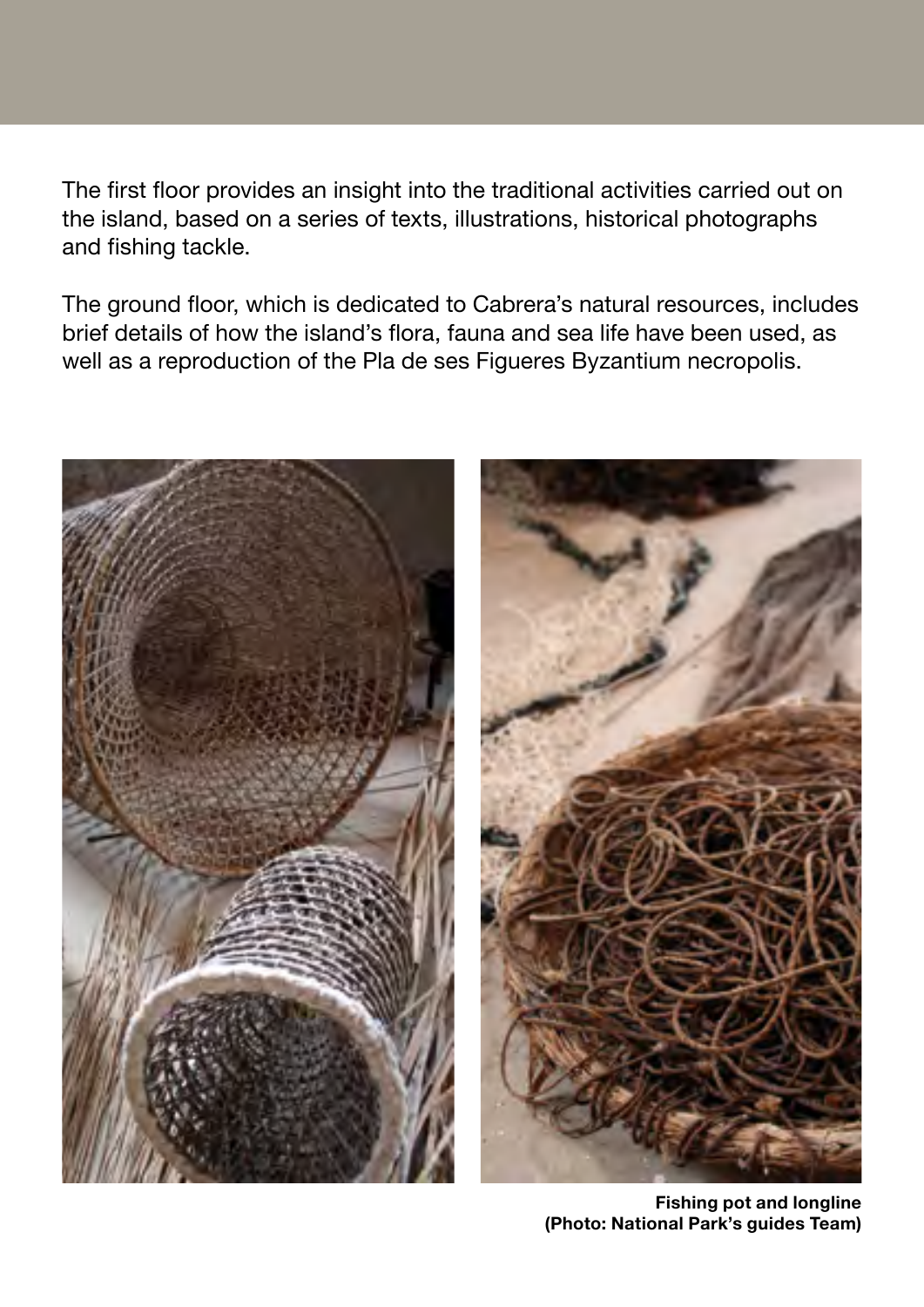The first floor provides an insight into the traditional activities carried out on the island, based on a series of texts, illustrations, historical photographs and fishing tackle.

The ground floor, which is dedicated to Cabrera's natural resources, includes brief details of how the island's flora, fauna and sea life have been used, as well as a reproduction of the Pla de ses Figueres Byzantium necropolis.

**Fishing pot and longline (Photo: National Park's guides Team)**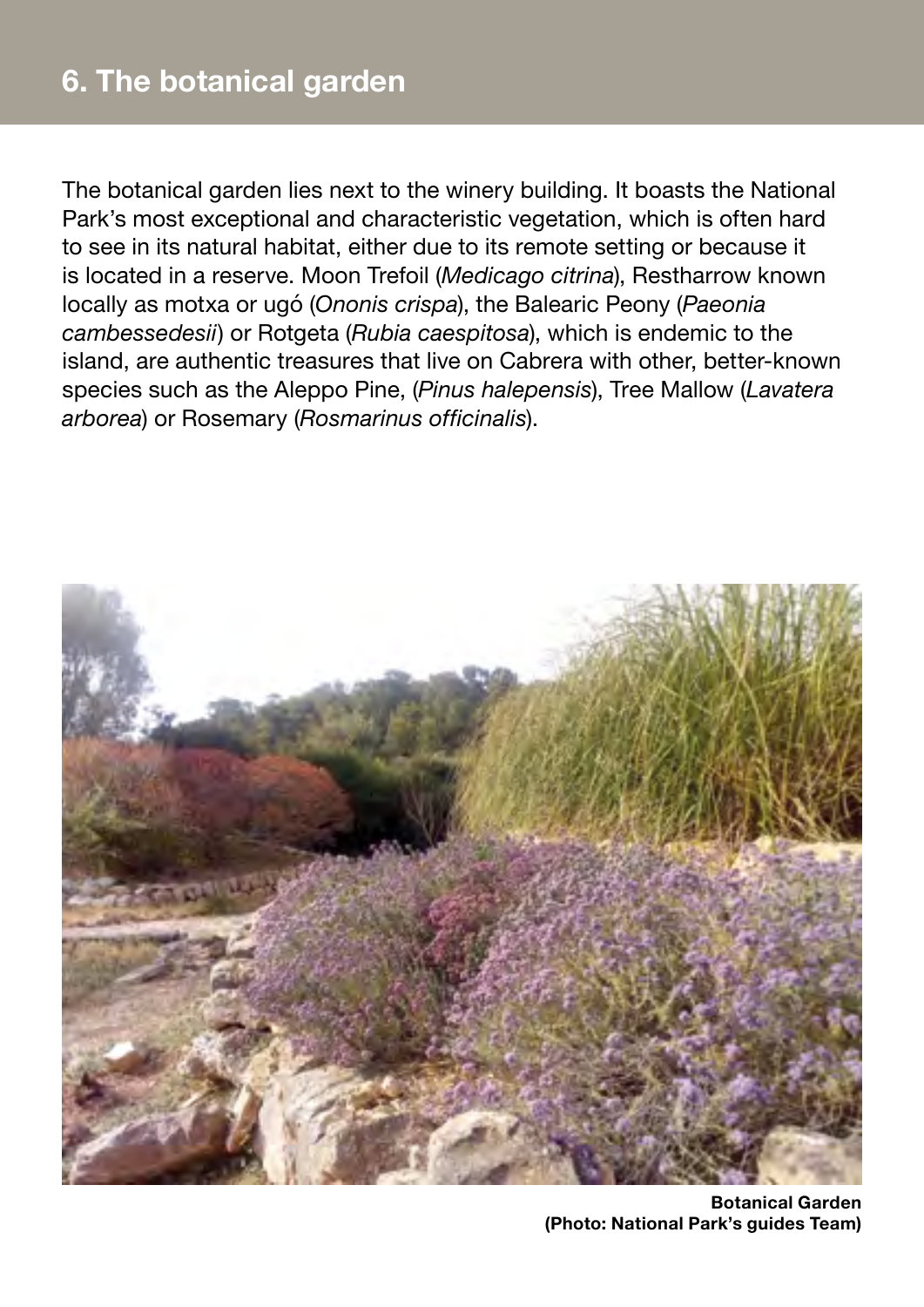## 6. The botanical garden

The botanical garden lies next to the winery building. It boasts the National Park's most exceptional and characteristic vegetation, which is often hard to see in its natural habitat, either due to its remote setting or because it is located in a reserve. Moon Trefoil (*Medicago citrina*), Restharrow known locally as motxa or ugó (*Ononis crispa*), the Balearic Peony (*Paeonia cambessedesii*) or Rotgeta (*Rubia caespitosa*), which is endemic to the island, are authentic treasures that live on Cabrera with other, better-known species such as the Aleppo Pine, (*Pinus halepensis*), Tree Mallow (*Lavatera arborea*) or Rosemary (*Rosmarinus officinalis*).

**Botanical Garden (Photo: National Park's guides Team)**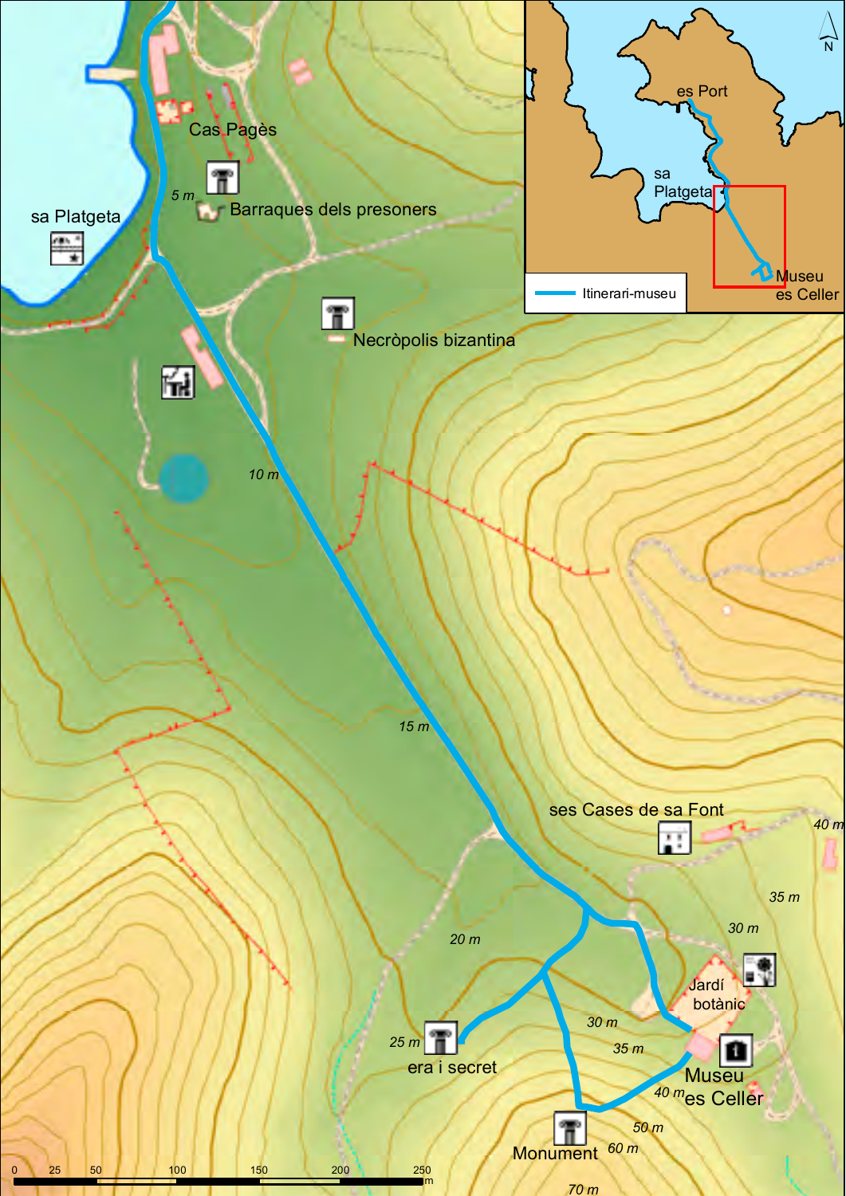Cas Pagès

5 m

Barraques dels presoners

sa Platgeta

Necròpolis bizantina

10 m

15 m

ses Cases de sa Font

40 m

35 m

30 m

20 m

Jardí botànic

30 m

25 m

era i secret

35 m

Museu es Celler

40 m

50 m

Monument

60 m

70 m

0 25 50 100 150 200 250 m

es Port

sa Platgeta

Museu es Celler

Itinerari-museu

N